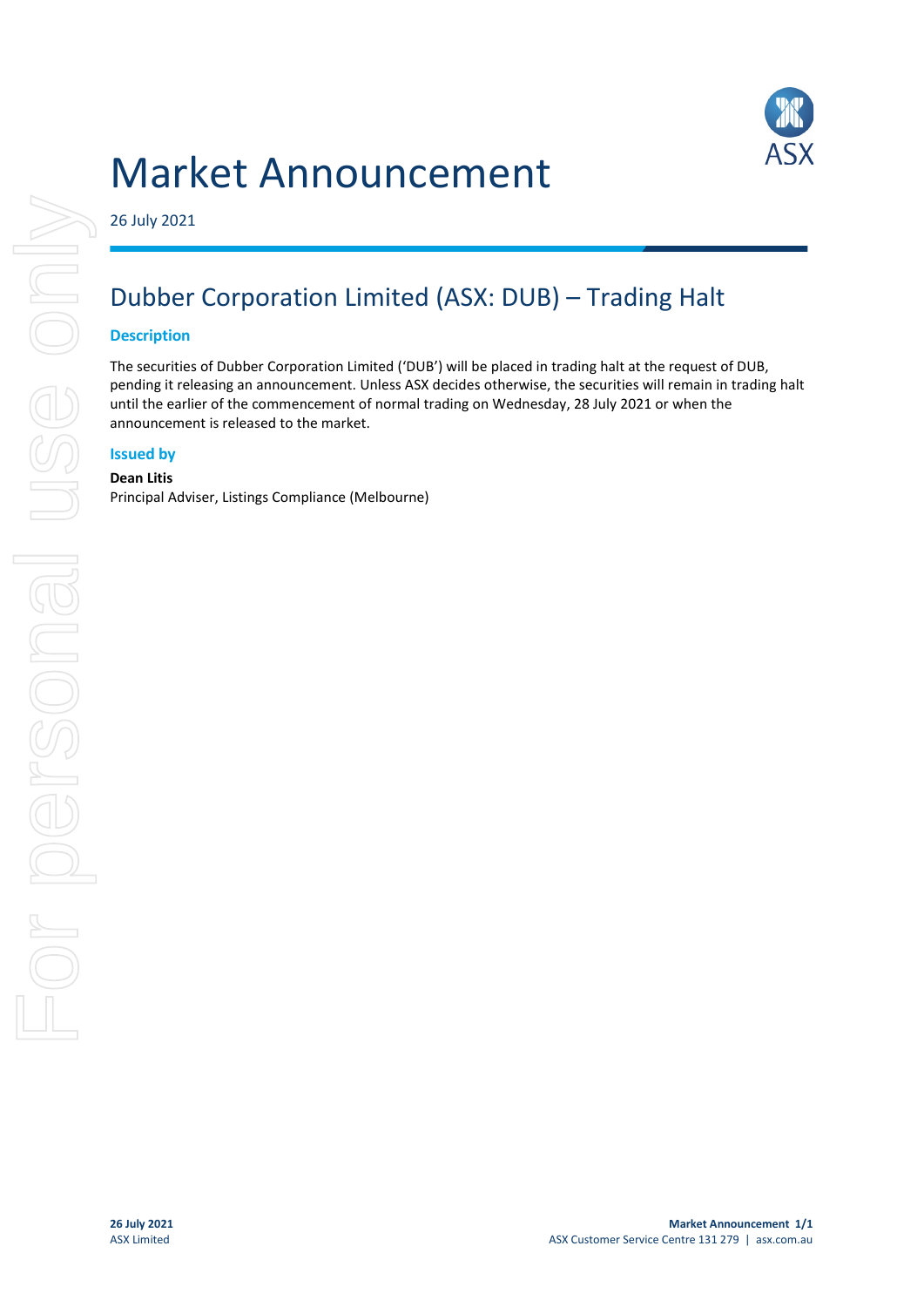# Market Announcement

26 July 2021

## Dubber Corporation Limited (ASX: DUB) – Trading Halt

### Description

The securities of Dubber Corporation Limited ('DUB') will be placed in trading halt at the request of DUB, pending it releasing an announcement. Unless ASX decides otherwise, the securities will remain in trading halt until the earlier of the commencement of normal trading on Wednesday, 28 July 2021 or when the announcement is released to the market.

### Issued by

**Dean Litis**
Principal Adviser, Listings Compliance (Melbourne)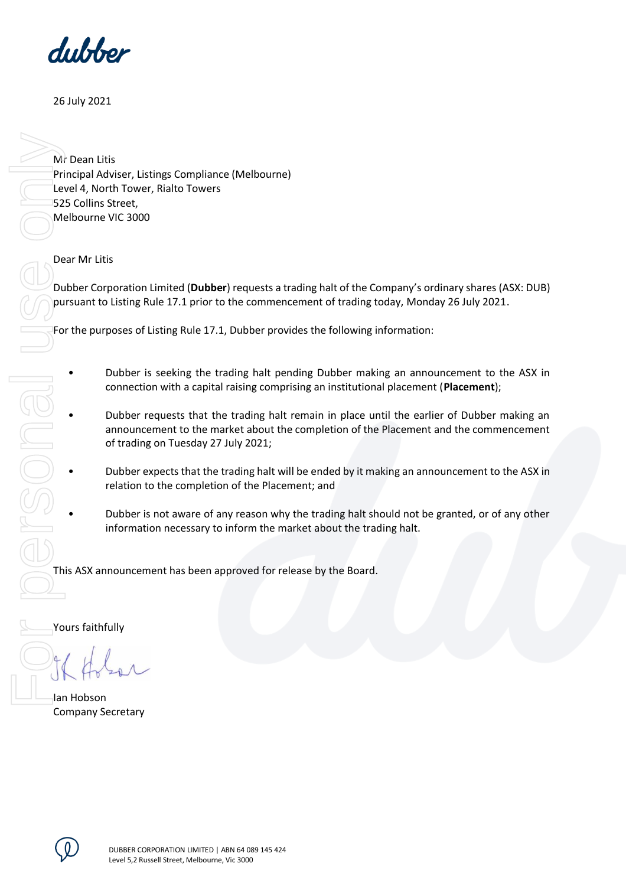26 July 2021

Mr Dean Litis
Principal Adviser, Listings Compliance (Melbourne)
Level 4, North Tower, Rialto Towers
525 Collins Street,
Melbourne VIC 3000

Dear Mr Litis

Dubber Corporation Limited (**Dubber**) requests a trading halt of the Company's ordinary shares (ASX: DUB) pursuant to Listing Rule 17.1 prior to the commencement of trading today, Monday 26 July 2021.

For the purposes of Listing Rule 17.1, Dubber provides the following information:

- Dubber is seeking the trading halt pending Dubber making an announcement to the ASX in connection with a capital raising comprising an institutional placement (**Placement**);
- Dubber requests that the trading halt remain in place until the earlier of Dubber making an announcement to the market about the completion of the Placement and the commencement of trading on Tuesday 27 July 2021;
- Dubber expects that the trading halt will be ended by it making an announcement to the ASX in relation to the completion of the Placement; and
- Dubber is not aware of any reason why the trading halt should not be granted, or of any other information necessary to inform the market about the trading halt.

This ASX announcement has been approved for release by the Board.

Yours faithfully

Ian Hobson
Company Secretary

DUBBER CORPORATION LIMITED | ABN 64 089 145 424
Level 5,2 Russell Street, Melbourne, Vic 3000